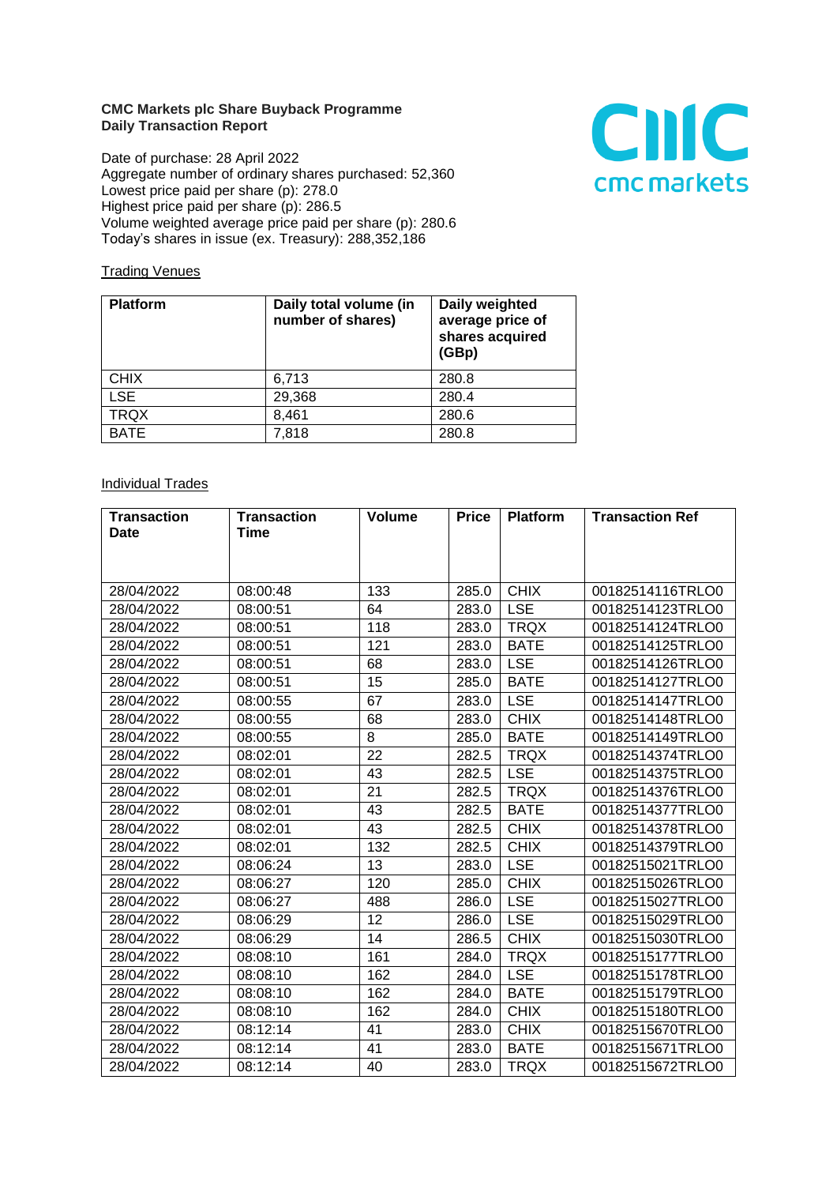**CMC Markets plc Share Buyback Programme**
**Daily Transaction Report**

Date of purchase: 28 April 2022
Aggregate number of ordinary shares purchased: 52,360
Lowest price paid per share (p): 278.0
Highest price paid per share (p): 286.5
Volume weighted average price paid per share (p): 280.6
Today's shares in issue (ex. Treasury): 288,352,186

Trading Venues

| Platform | Daily total volume (in number of shares) | Daily weighted average price of shares acquired (GBp) |
|---|---|---|
| CHIX | 6,713 | 280.8 |
| LSE | 29,368 | 280.4 |
| TRQX | 8,461 | 280.6 |
| BATE | 7,818 | 280.8 |

Individual Trades

| Transaction Date | Transaction Time | Volume | Price | Platform | Transaction Ref |
|---|---|---|---|---|---|
| 28/04/2022 | 08:00:48 | 133 | 285.0 | CHIX | 00182514116TRLO0 |
| 28/04/2022 | 08:00:51 | 64 | 283.0 | LSE | 00182514123TRLO0 |
| 28/04/2022 | 08:00:51 | 118 | 283.0 | TRQX | 00182514124TRLO0 |
| 28/04/2022 | 08:00:51 | 121 | 283.0 | BATE | 00182514125TRLO0 |
| 28/04/2022 | 08:00:51 | 68 | 283.0 | LSE | 00182514126TRLO0 |
| 28/04/2022 | 08:00:51 | 15 | 285.0 | BATE | 00182514127TRLO0 |
| 28/04/2022 | 08:00:55 | 67 | 283.0 | LSE | 00182514147TRLO0 |
| 28/04/2022 | 08:00:55 | 68 | 283.0 | CHIX | 00182514148TRLO0 |
| 28/04/2022 | 08:00:55 | 8 | 285.0 | BATE | 00182514149TRLO0 |
| 28/04/2022 | 08:02:01 | 22 | 282.5 | TRQX | 00182514374TRLO0 |
| 28/04/2022 | 08:02:01 | 43 | 282.5 | LSE | 00182514375TRLO0 |
| 28/04/2022 | 08:02:01 | 21 | 282.5 | TRQX | 00182514376TRLO0 |
| 28/04/2022 | 08:02:01 | 43 | 282.5 | BATE | 00182514377TRLO0 |
| 28/04/2022 | 08:02:01 | 43 | 282.5 | CHIX | 00182514378TRLO0 |
| 28/04/2022 | 08:02:01 | 132 | 282.5 | CHIX | 00182514379TRLO0 |
| 28/04/2022 | 08:06:24 | 13 | 283.0 | LSE | 00182515021TRLO0 |
| 28/04/2022 | 08:06:27 | 120 | 285.0 | CHIX | 00182515026TRLO0 |
| 28/04/2022 | 08:06:27 | 488 | 286.0 | LSE | 00182515027TRLO0 |
| 28/04/2022 | 08:06:29 | 12 | 286.0 | LSE | 00182515029TRLO0 |
| 28/04/2022 | 08:06:29 | 14 | 286.5 | CHIX | 00182515030TRLO0 |
| 28/04/2022 | 08:08:10 | 161 | 284.0 | TRQX | 00182515177TRLO0 |
| 28/04/2022 | 08:08:10 | 162 | 284.0 | LSE | 00182515178TRLO0 |
| 28/04/2022 | 08:08:10 | 162 | 284.0 | BATE | 00182515179TRLO0 |
| 28/04/2022 | 08:08:10 | 162 | 284.0 | CHIX | 00182515180TRLO0 |
| 28/04/2022 | 08:12:14 | 41 | 283.0 | CHIX | 00182515670TRLO0 |
| 28/04/2022 | 08:12:14 | 41 | 283.0 | BATE | 00182515671TRLO0 |
| 28/04/2022 | 08:12:14 | 40 | 283.0 | TRQX | 00182515672TRLO0 |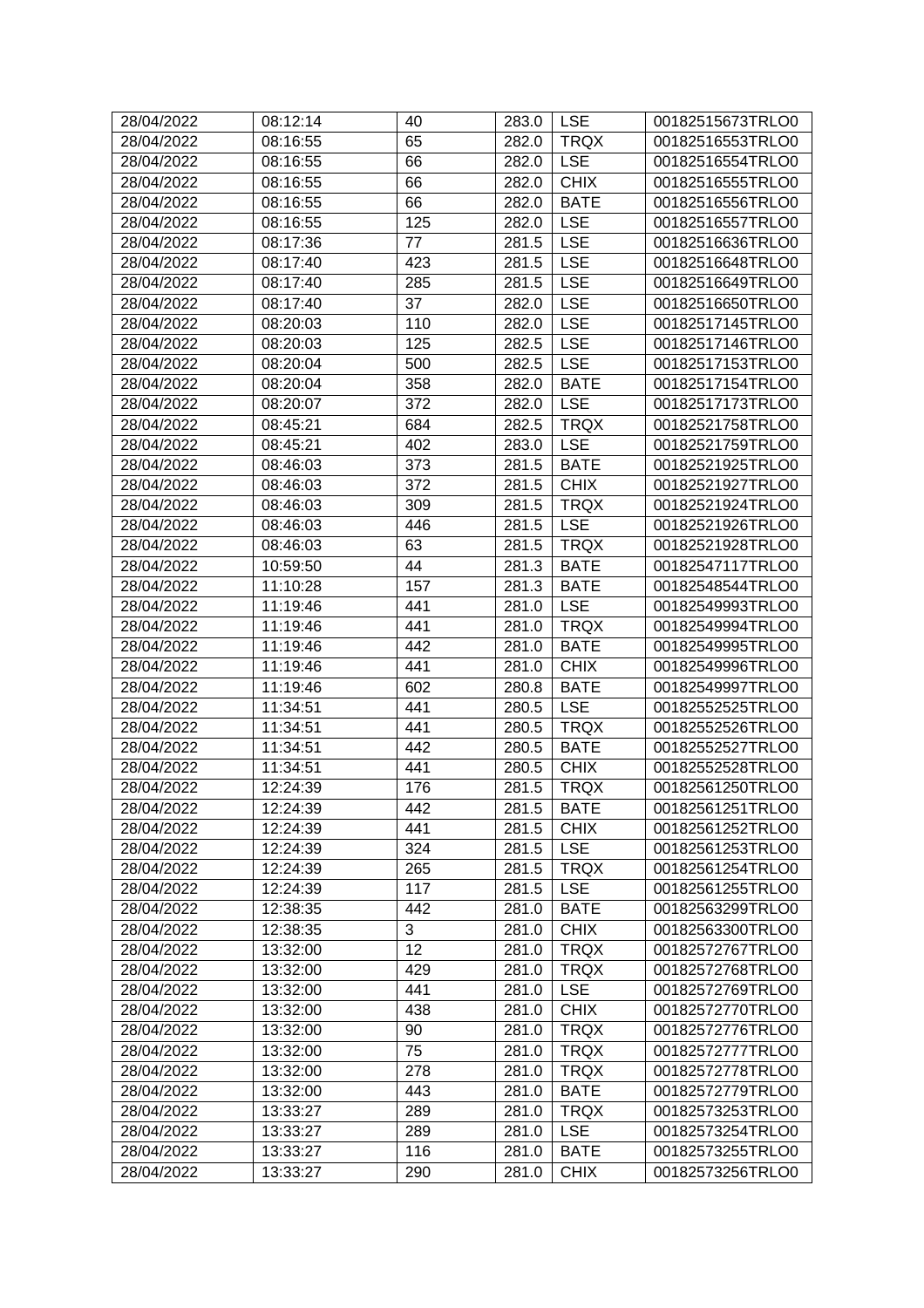| 28/04/2022 | 08:12:14 | 40 | 283.0 | LSE | 00182515673TRLO0 |
|---|---|---|---|---|---|
| 28/04/2022 | 08:16:55 | 65 | 282.0 | TRQX | 00182516553TRLO0 |
| 28/04/2022 | 08:16:55 | 66 | 282.0 | LSE | 00182516554TRLO0 |
| 28/04/2022 | 08:16:55 | 66 | 282.0 | CHIX | 00182516555TRLO0 |
| 28/04/2022 | 08:16:55 | 66 | 282.0 | BATE | 00182516556TRLO0 |
| 28/04/2022 | 08:16:55 | 125 | 282.0 | LSE | 00182516557TRLO0 |
| 28/04/2022 | 08:17:36 | 77 | 281.5 | LSE | 00182516636TRLO0 |
| 28/04/2022 | 08:17:40 | 423 | 281.5 | LSE | 00182516648TRLO0 |
| 28/04/2022 | 08:17:40 | 285 | 281.5 | LSE | 00182516649TRLO0 |
| 28/04/2022 | 08:17:40 | 37 | 282.0 | LSE | 00182516650TRLO0 |
| 28/04/2022 | 08:20:03 | 110 | 282.0 | LSE | 00182517145TRLO0 |
| 28/04/2022 | 08:20:03 | 125 | 282.5 | LSE | 00182517146TRLO0 |
| 28/04/2022 | 08:20:04 | 500 | 282.5 | LSE | 00182517153TRLO0 |
| 28/04/2022 | 08:20:04 | 358 | 282.0 | BATE | 00182517154TRLO0 |
| 28/04/2022 | 08:20:07 | 372 | 282.0 | LSE | 00182517173TRLO0 |
| 28/04/2022 | 08:45:21 | 684 | 282.5 | TRQX | 00182521758TRLO0 |
| 28/04/2022 | 08:45:21 | 402 | 283.0 | LSE | 00182521759TRLO0 |
| 28/04/2022 | 08:46:03 | 373 | 281.5 | BATE | 00182521925TRLO0 |
| 28/04/2022 | 08:46:03 | 372 | 281.5 | CHIX | 00182521927TRLO0 |
| 28/04/2022 | 08:46:03 | 309 | 281.5 | TRQX | 00182521924TRLO0 |
| 28/04/2022 | 08:46:03 | 446 | 281.5 | LSE | 00182521926TRLO0 |
| 28/04/2022 | 08:46:03 | 63 | 281.5 | TRQX | 00182521928TRLO0 |
| 28/04/2022 | 10:59:50 | 44 | 281.3 | BATE | 00182547117TRLO0 |
| 28/04/2022 | 11:10:28 | 157 | 281.3 | BATE | 00182548544TRLO0 |
| 28/04/2022 | 11:19:46 | 441 | 281.0 | LSE | 00182549993TRLO0 |
| 28/04/2022 | 11:19:46 | 441 | 281.0 | TRQX | 00182549994TRLO0 |
| 28/04/2022 | 11:19:46 | 442 | 281.0 | BATE | 00182549995TRLO0 |
| 28/04/2022 | 11:19:46 | 441 | 281.0 | CHIX | 00182549996TRLO0 |
| 28/04/2022 | 11:19:46 | 602 | 280.8 | BATE | 00182549997TRLO0 |
| 28/04/2022 | 11:34:51 | 441 | 280.5 | LSE | 00182552525TRLO0 |
| 28/04/2022 | 11:34:51 | 441 | 280.5 | TRQX | 00182552526TRLO0 |
| 28/04/2022 | 11:34:51 | 442 | 280.5 | BATE | 00182552527TRLO0 |
| 28/04/2022 | 11:34:51 | 441 | 280.5 | CHIX | 00182552528TRLO0 |
| 28/04/2022 | 12:24:39 | 176 | 281.5 | TRQX | 00182561250TRLO0 |
| 28/04/2022 | 12:24:39 | 442 | 281.5 | BATE | 00182561251TRLO0 |
| 28/04/2022 | 12:24:39 | 441 | 281.5 | CHIX | 00182561252TRLO0 |
| 28/04/2022 | 12:24:39 | 324 | 281.5 | LSE | 00182561253TRLO0 |
| 28/04/2022 | 12:24:39 | 265 | 281.5 | TRQX | 00182561254TRLO0 |
| 28/04/2022 | 12:24:39 | 117 | 281.5 | LSE | 00182561255TRLO0 |
| 28/04/2022 | 12:38:35 | 442 | 281.0 | BATE | 00182563299TRLO0 |
| 28/04/2022 | 12:38:35 | 3 | 281.0 | CHIX | 00182563300TRLO0 |
| 28/04/2022 | 13:32:00 | 12 | 281.0 | TRQX | 00182572767TRLO0 |
| 28/04/2022 | 13:32:00 | 429 | 281.0 | TRQX | 00182572768TRLO0 |
| 28/04/2022 | 13:32:00 | 441 | 281.0 | LSE | 00182572769TRLO0 |
| 28/04/2022 | 13:32:00 | 438 | 281.0 | CHIX | 00182572770TRLO0 |
| 28/04/2022 | 13:32:00 | 90 | 281.0 | TRQX | 00182572776TRLO0 |
| 28/04/2022 | 13:32:00 | 75 | 281.0 | TRQX | 00182572777TRLO0 |
| 28/04/2022 | 13:32:00 | 278 | 281.0 | TRQX | 00182572778TRLO0 |
| 28/04/2022 | 13:32:00 | 443 | 281.0 | BATE | 00182572779TRLO0 |
| 28/04/2022 | 13:33:27 | 289 | 281.0 | TRQX | 00182573253TRLO0 |
| 28/04/2022 | 13:33:27 | 289 | 281.0 | LSE | 00182573254TRLO0 |
| 28/04/2022 | 13:33:27 | 116 | 281.0 | BATE | 00182573255TRLO0 |
| 28/04/2022 | 13:33:27 | 290 | 281.0 | CHIX | 00182573256TRLO0 |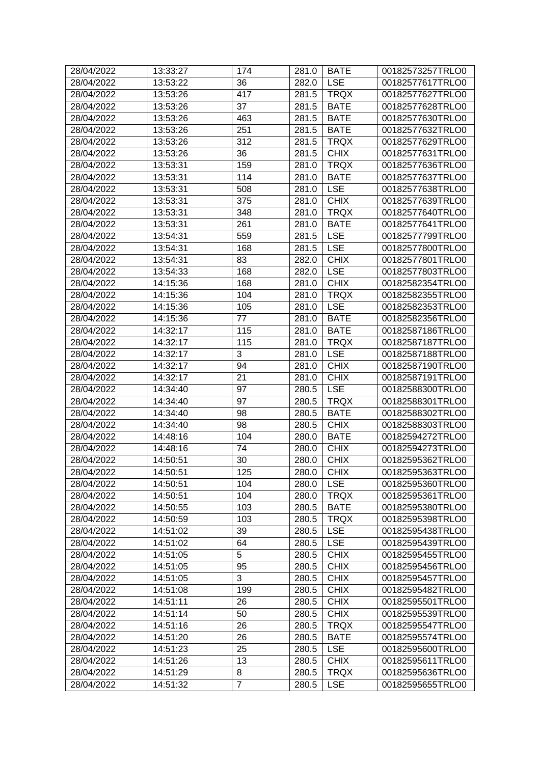| | | | | | |
|---|---|---|---|---|---|
| 28/04/2022 | 13:33:27 | 174 | 281.0 | BATE | 00182573257TRLO0 |
| 28/04/2022 | 13:53:22 | 36 | 282.0 | LSE | 00182577617TRLO0 |
| 28/04/2022 | 13:53:26 | 417 | 281.5 | TRQX | 00182577627TRLO0 |
| 28/04/2022 | 13:53:26 | 37 | 281.5 | BATE | 00182577628TRLO0 |
| 28/04/2022 | 13:53:26 | 463 | 281.5 | BATE | 00182577630TRLO0 |
| 28/04/2022 | 13:53:26 | 251 | 281.5 | BATE | 00182577632TRLO0 |
| 28/04/2022 | 13:53:26 | 312 | 281.5 | TRQX | 00182577629TRLO0 |
| 28/04/2022 | 13:53:26 | 36 | 281.5 | CHIX | 00182577631TRLO0 |
| 28/04/2022 | 13:53:31 | 159 | 281.0 | TRQX | 00182577636TRLO0 |
| 28/04/2022 | 13:53:31 | 114 | 281.0 | BATE | 00182577637TRLO0 |
| 28/04/2022 | 13:53:31 | 508 | 281.0 | LSE | 00182577638TRLO0 |
| 28/04/2022 | 13:53:31 | 375 | 281.0 | CHIX | 00182577639TRLO0 |
| 28/04/2022 | 13:53:31 | 348 | 281.0 | TRQX | 00182577640TRLO0 |
| 28/04/2022 | 13:53:31 | 261 | 281.0 | BATE | 00182577641TRLO0 |
| 28/04/2022 | 13:54:31 | 559 | 281.5 | LSE | 00182577799TRLO0 |
| 28/04/2022 | 13:54:31 | 168 | 281.5 | LSE | 00182577800TRLO0 |
| 28/04/2022 | 13:54:31 | 83 | 282.0 | CHIX | 00182577801TRLO0 |
| 28/04/2022 | 13:54:33 | 168 | 282.0 | LSE | 00182577803TRLO0 |
| 28/04/2022 | 14:15:36 | 168 | 281.0 | CHIX | 00182582354TRLO0 |
| 28/04/2022 | 14:15:36 | 104 | 281.0 | TRQX | 00182582355TRLO0 |
| 28/04/2022 | 14:15:36 | 105 | 281.0 | LSE | 00182582353TRLO0 |
| 28/04/2022 | 14:15:36 | 77 | 281.0 | BATE | 00182582356TRLO0 |
| 28/04/2022 | 14:32:17 | 115 | 281.0 | BATE | 00182587186TRLO0 |
| 28/04/2022 | 14:32:17 | 115 | 281.0 | TRQX | 00182587187TRLO0 |
| 28/04/2022 | 14:32:17 | 3 | 281.0 | LSE | 00182587188TRLO0 |
| 28/04/2022 | 14:32:17 | 94 | 281.0 | CHIX | 00182587190TRLO0 |
| 28/04/2022 | 14:32:17 | 21 | 281.0 | CHIX | 00182587191TRLO0 |
| 28/04/2022 | 14:34:40 | 97 | 280.5 | LSE | 00182588300TRLO0 |
| 28/04/2022 | 14:34:40 | 97 | 280.5 | TRQX | 00182588301TRLO0 |
| 28/04/2022 | 14:34:40 | 98 | 280.5 | BATE | 00182588302TRLO0 |
| 28/04/2022 | 14:34:40 | 98 | 280.5 | CHIX | 00182588303TRLO0 |
| 28/04/2022 | 14:48:16 | 104 | 280.0 | BATE | 00182594272TRLO0 |
| 28/04/2022 | 14:48:16 | 74 | 280.0 | CHIX | 00182594273TRLO0 |
| 28/04/2022 | 14:50:51 | 30 | 280.0 | CHIX | 00182595362TRLO0 |
| 28/04/2022 | 14:50:51 | 125 | 280.0 | CHIX | 00182595363TRLO0 |
| 28/04/2022 | 14:50:51 | 104 | 280.0 | LSE | 00182595360TRLO0 |
| 28/04/2022 | 14:50:51 | 104 | 280.0 | TRQX | 00182595361TRLO0 |
| 28/04/2022 | 14:50:55 | 103 | 280.5 | BATE | 00182595380TRLO0 |
| 28/04/2022 | 14:50:59 | 103 | 280.5 | TRQX | 00182595398TRLO0 |
| 28/04/2022 | 14:51:02 | 39 | 280.5 | LSE | 00182595438TRLO0 |
| 28/04/2022 | 14:51:02 | 64 | 280.5 | LSE | 00182595439TRLO0 |
| 28/04/2022 | 14:51:05 | 5 | 280.5 | CHIX | 00182595455TRLO0 |
| 28/04/2022 | 14:51:05 | 95 | 280.5 | CHIX | 00182595456TRLO0 |
| 28/04/2022 | 14:51:05 | 3 | 280.5 | CHIX | 00182595457TRLO0 |
| 28/04/2022 | 14:51:08 | 199 | 280.5 | CHIX | 00182595482TRLO0 |
| 28/04/2022 | 14:51:11 | 26 | 280.5 | CHIX | 00182595501TRLO0 |
| 28/04/2022 | 14:51:14 | 50 | 280.5 | CHIX | 00182595539TRLO0 |
| 28/04/2022 | 14:51:16 | 26 | 280.5 | TRQX | 00182595547TRLO0 |
| 28/04/2022 | 14:51:20 | 26 | 280.5 | BATE | 00182595574TRLO0 |
| 28/04/2022 | 14:51:23 | 25 | 280.5 | LSE | 00182595600TRLO0 |
| 28/04/2022 | 14:51:26 | 13 | 280.5 | CHIX | 00182595611TRLO0 |
| 28/04/2022 | 14:51:29 | 8 | 280.5 | TRQX | 00182595636TRLO0 |
| 28/04/2022 | 14:51:32 | 7 | 280.5 | LSE | 00182595655TRLO0 |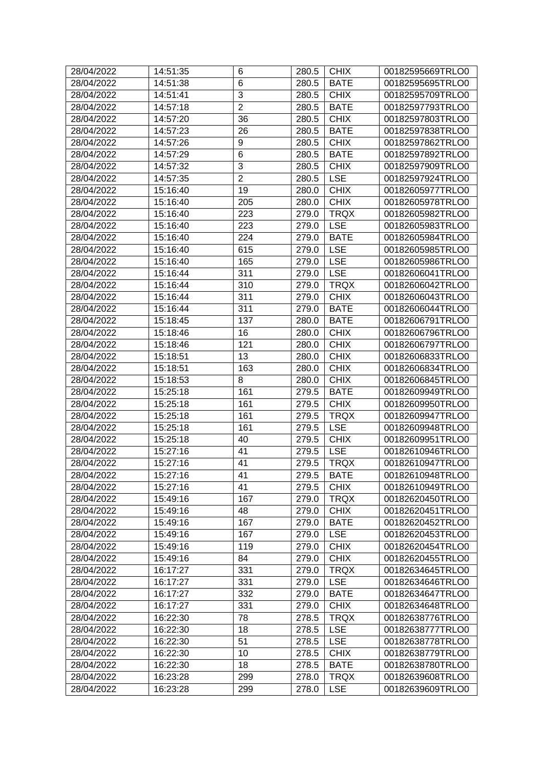| 28/04/2022 | 14:51:35 | 6 | 280.5 | CHIX | 00182595669TRLO0 |
|---|---|---|---|---|---|
| 28/04/2022 | 14:51:38 | 6 | 280.5 | BATE | 00182595695TRLO0 |
| 28/04/2022 | 14:51:41 | 3 | 280.5 | CHIX | 00182595709TRLO0 |
| 28/04/2022 | 14:57:18 | 2 | 280.5 | BATE | 00182597793TRLO0 |
| 28/04/2022 | 14:57:20 | 36 | 280.5 | CHIX | 00182597803TRLO0 |
| 28/04/2022 | 14:57:23 | 26 | 280.5 | BATE | 00182597838TRLO0 |
| 28/04/2022 | 14:57:26 | 9 | 280.5 | CHIX | 00182597862TRLO0 |
| 28/04/2022 | 14:57:29 | 6 | 280.5 | BATE | 00182597892TRLO0 |
| 28/04/2022 | 14:57:32 | 3 | 280.5 | CHIX | 00182597909TRLO0 |
| 28/04/2022 | 14:57:35 | 2 | 280.5 | LSE | 00182597924TRLO0 |
| 28/04/2022 | 15:16:40 | 19 | 280.0 | CHIX | 00182605977TRLO0 |
| 28/04/2022 | 15:16:40 | 205 | 280.0 | CHIX | 00182605978TRLO0 |
| 28/04/2022 | 15:16:40 | 223 | 279.0 | TRQX | 00182605982TRLO0 |
| 28/04/2022 | 15:16:40 | 223 | 279.0 | LSE | 00182605983TRLO0 |
| 28/04/2022 | 15:16:40 | 224 | 279.0 | BATE | 00182605984TRLO0 |
| 28/04/2022 | 15:16:40 | 615 | 279.0 | LSE | 00182605985TRLO0 |
| 28/04/2022 | 15:16:40 | 165 | 279.0 | LSE | 00182605986TRLO0 |
| 28/04/2022 | 15:16:44 | 311 | 279.0 | LSE | 00182606041TRLO0 |
| 28/04/2022 | 15:16:44 | 310 | 279.0 | TRQX | 00182606042TRLO0 |
| 28/04/2022 | 15:16:44 | 311 | 279.0 | CHIX | 00182606043TRLO0 |
| 28/04/2022 | 15:16:44 | 311 | 279.0 | BATE | 00182606044TRLO0 |
| 28/04/2022 | 15:18:45 | 137 | 280.0 | BATE | 00182606791TRLO0 |
| 28/04/2022 | 15:18:46 | 16 | 280.0 | CHIX | 00182606796TRLO0 |
| 28/04/2022 | 15:18:46 | 121 | 280.0 | CHIX | 00182606797TRLO0 |
| 28/04/2022 | 15:18:51 | 13 | 280.0 | CHIX | 00182606833TRLO0 |
| 28/04/2022 | 15:18:51 | 163 | 280.0 | CHIX | 00182606834TRLO0 |
| 28/04/2022 | 15:18:53 | 8 | 280.0 | CHIX | 00182606845TRLO0 |
| 28/04/2022 | 15:25:18 | 161 | 279.5 | BATE | 00182609949TRLO0 |
| 28/04/2022 | 15:25:18 | 161 | 279.5 | CHIX | 00182609950TRLO0 |
| 28/04/2022 | 15:25:18 | 161 | 279.5 | TRQX | 00182609947TRLO0 |
| 28/04/2022 | 15:25:18 | 161 | 279.5 | LSE | 00182609948TRLO0 |
| 28/04/2022 | 15:25:18 | 40 | 279.5 | CHIX | 00182609951TRLO0 |
| 28/04/2022 | 15:27:16 | 41 | 279.5 | LSE | 00182610946TRLO0 |
| 28/04/2022 | 15:27:16 | 41 | 279.5 | TRQX | 00182610947TRLO0 |
| 28/04/2022 | 15:27:16 | 41 | 279.5 | BATE | 00182610948TRLO0 |
| 28/04/2022 | 15:27:16 | 41 | 279.5 | CHIX | 00182610949TRLO0 |
| 28/04/2022 | 15:49:16 | 167 | 279.0 | TRQX | 00182620450TRLO0 |
| 28/04/2022 | 15:49:16 | 48 | 279.0 | CHIX | 00182620451TRLO0 |
| 28/04/2022 | 15:49:16 | 167 | 279.0 | BATE | 00182620452TRLO0 |
| 28/04/2022 | 15:49:16 | 167 | 279.0 | LSE | 00182620453TRLO0 |
| 28/04/2022 | 15:49:16 | 119 | 279.0 | CHIX | 00182620454TRLO0 |
| 28/04/2022 | 15:49:16 | 84 | 279.0 | CHIX | 00182620455TRLO0 |
| 28/04/2022 | 16:17:27 | 331 | 279.0 | TRQX | 00182634645TRLO0 |
| 28/04/2022 | 16:17:27 | 331 | 279.0 | LSE | 00182634646TRLO0 |
| 28/04/2022 | 16:17:27 | 332 | 279.0 | BATE | 00182634647TRLO0 |
| 28/04/2022 | 16:17:27 | 331 | 279.0 | CHIX | 00182634648TRLO0 |
| 28/04/2022 | 16:22:30 | 78 | 278.5 | TRQX | 00182638776TRLO0 |
| 28/04/2022 | 16:22:30 | 18 | 278.5 | LSE | 00182638777TRLO0 |
| 28/04/2022 | 16:22:30 | 51 | 278.5 | LSE | 00182638778TRLO0 |
| 28/04/2022 | 16:22:30 | 10 | 278.5 | CHIX | 00182638779TRLO0 |
| 28/04/2022 | 16:22:30 | 18 | 278.5 | BATE | 00182638780TRLO0 |
| 28/04/2022 | 16:23:28 | 299 | 278.0 | TRQX | 00182639608TRLO0 |
| 28/04/2022 | 16:23:28 | 299 | 278.0 | LSE | 00182639609TRLO0 |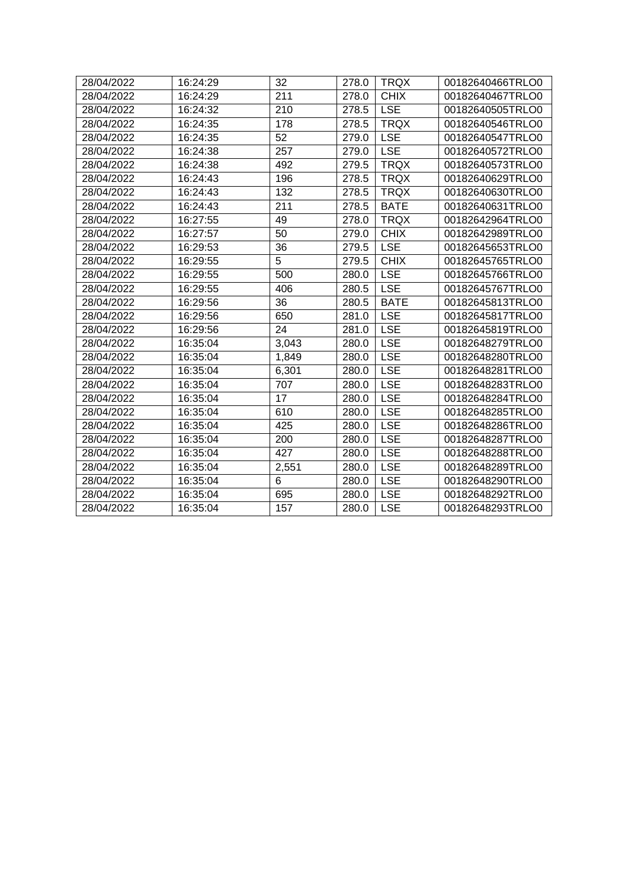| | | | | | |
|---|---|---|---|---|---|
| 28/04/2022 | 16:24:29 | 32 | 278.0 | TRQX | 00182640466TRLO0 |
| 28/04/2022 | 16:24:29 | 211 | 278.0 | CHIX | 00182640467TRLO0 |
| 28/04/2022 | 16:24:32 | 210 | 278.5 | LSE | 00182640505TRLO0 |
| 28/04/2022 | 16:24:35 | 178 | 278.5 | TRQX | 00182640546TRLO0 |
| 28/04/2022 | 16:24:35 | 52 | 279.0 | LSE | 00182640547TRLO0 |
| 28/04/2022 | 16:24:38 | 257 | 279.0 | LSE | 00182640572TRLO0 |
| 28/04/2022 | 16:24:38 | 492 | 279.5 | TRQX | 00182640573TRLO0 |
| 28/04/2022 | 16:24:43 | 196 | 278.5 | TRQX | 00182640629TRLO0 |
| 28/04/2022 | 16:24:43 | 132 | 278.5 | TRQX | 00182640630TRLO0 |
| 28/04/2022 | 16:24:43 | 211 | 278.5 | BATE | 00182640631TRLO0 |
| 28/04/2022 | 16:27:55 | 49 | 278.0 | TRQX | 00182642964TRLO0 |
| 28/04/2022 | 16:27:57 | 50 | 279.0 | CHIX | 00182642989TRLO0 |
| 28/04/2022 | 16:29:53 | 36 | 279.5 | LSE | 00182645653TRLO0 |
| 28/04/2022 | 16:29:55 | 5 | 279.5 | CHIX | 00182645765TRLO0 |
| 28/04/2022 | 16:29:55 | 500 | 280.0 | LSE | 00182645766TRLO0 |
| 28/04/2022 | 16:29:55 | 406 | 280.5 | LSE | 00182645767TRLO0 |
| 28/04/2022 | 16:29:56 | 36 | 280.5 | BATE | 00182645813TRLO0 |
| 28/04/2022 | 16:29:56 | 650 | 281.0 | LSE | 00182645817TRLO0 |
| 28/04/2022 | 16:29:56 | 24 | 281.0 | LSE | 00182645819TRLO0 |
| 28/04/2022 | 16:35:04 | 3,043 | 280.0 | LSE | 00182648279TRLO0 |
| 28/04/2022 | 16:35:04 | 1,849 | 280.0 | LSE | 00182648280TRLO0 |
| 28/04/2022 | 16:35:04 | 6,301 | 280.0 | LSE | 00182648281TRLO0 |
| 28/04/2022 | 16:35:04 | 707 | 280.0 | LSE | 00182648283TRLO0 |
| 28/04/2022 | 16:35:04 | 17 | 280.0 | LSE | 00182648284TRLO0 |
| 28/04/2022 | 16:35:04 | 610 | 280.0 | LSE | 00182648285TRLO0 |
| 28/04/2022 | 16:35:04 | 425 | 280.0 | LSE | 00182648286TRLO0 |
| 28/04/2022 | 16:35:04 | 200 | 280.0 | LSE | 00182648287TRLO0 |
| 28/04/2022 | 16:35:04 | 427 | 280.0 | LSE | 00182648288TRLO0 |
| 28/04/2022 | 16:35:04 | 2,551 | 280.0 | LSE | 00182648289TRLO0 |
| 28/04/2022 | 16:35:04 | 6 | 280.0 | LSE | 00182648290TRLO0 |
| 28/04/2022 | 16:35:04 | 695 | 280.0 | LSE | 00182648292TRLO0 |
| 28/04/2022 | 16:35:04 | 157 | 280.0 | LSE | 00182648293TRLO0 |